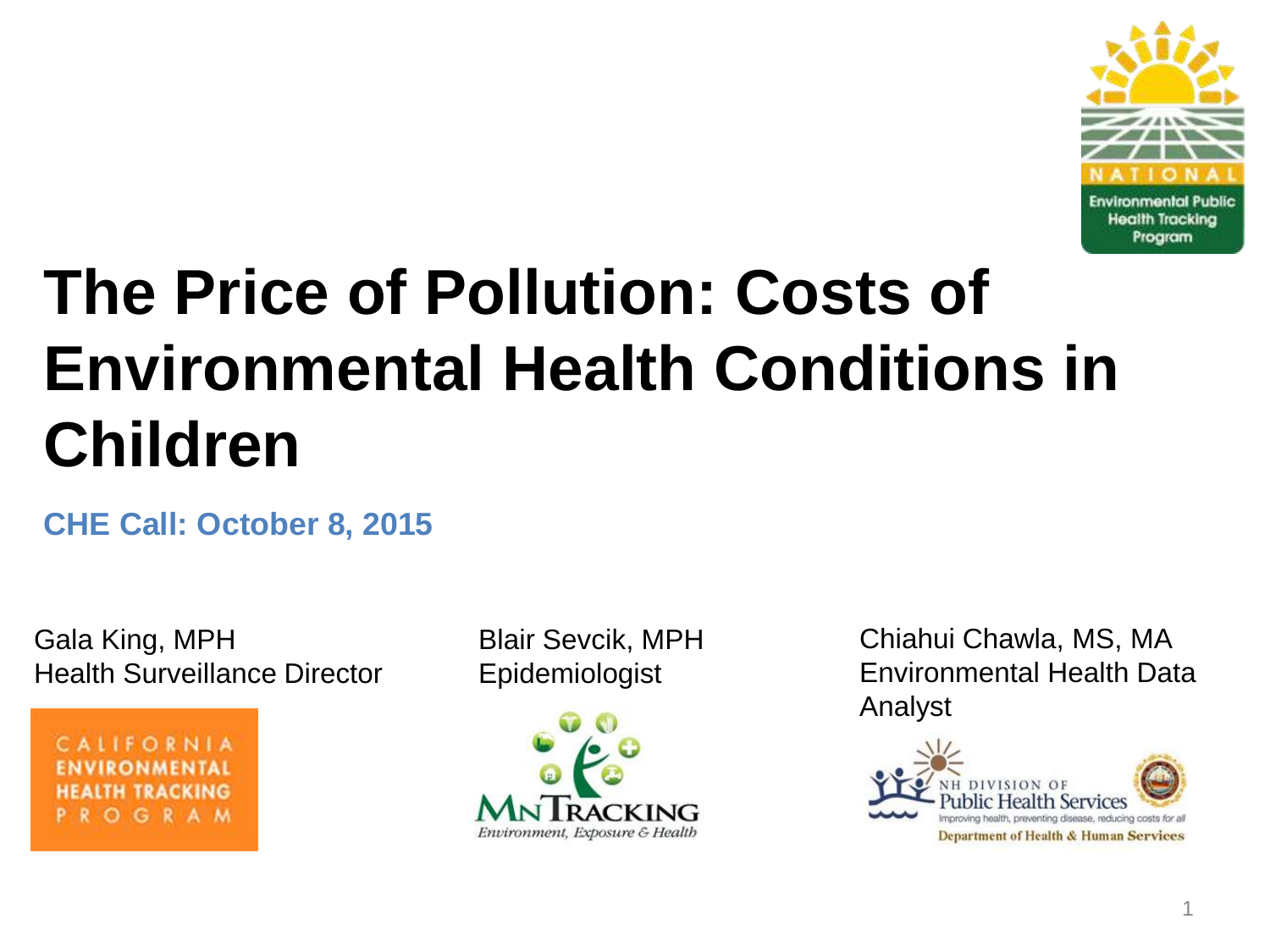# The Price of Pollution: Costs of Environmental Health Conditions in Children

**CHE Call: October 8, 2015**

Gala King, MPH
Health Surveillance Director

Blair Sevcik, MPH
Epidemiologist

Chiahui Chawla, MS, MA
Environmental Health Data Analyst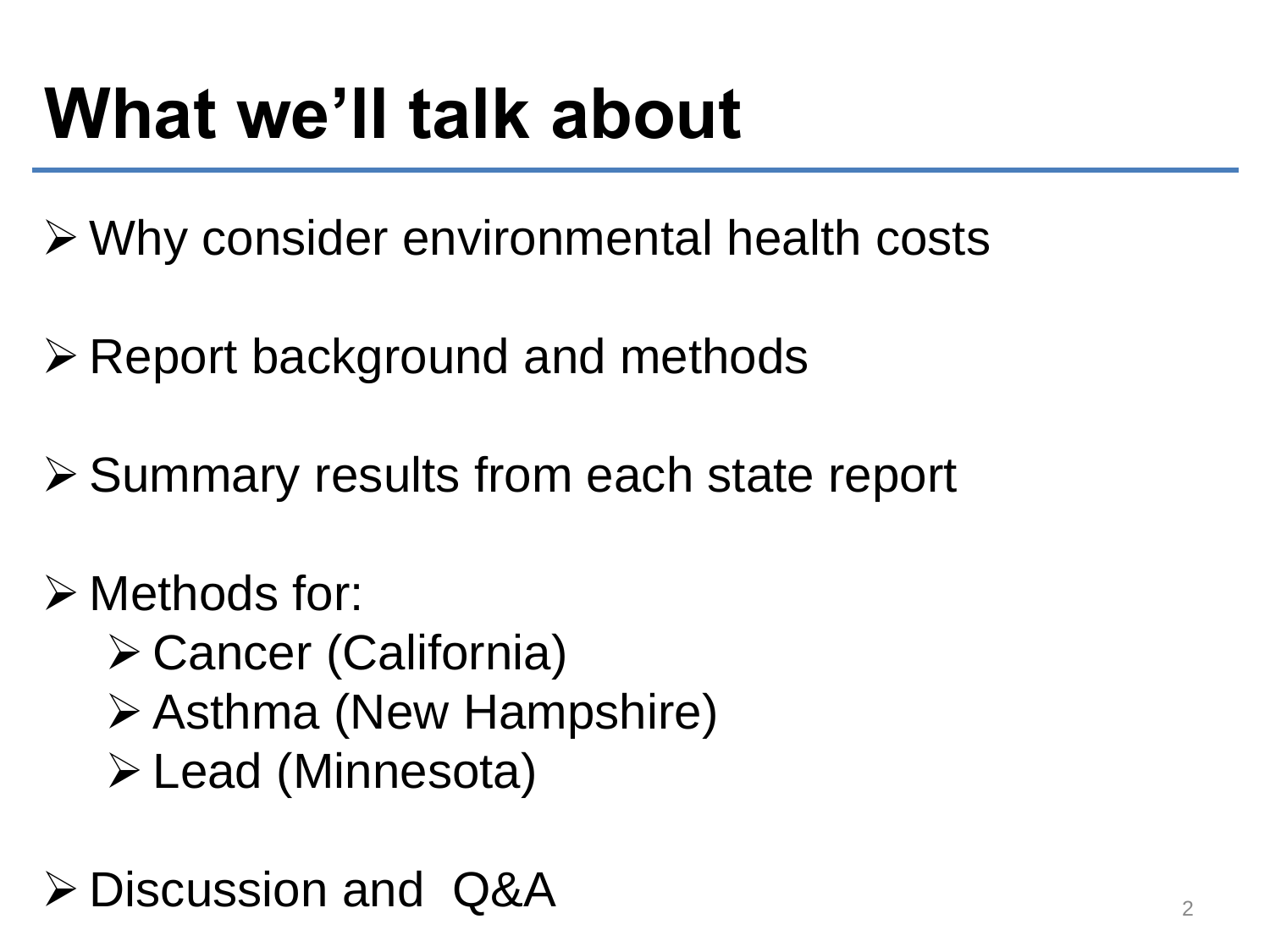# What we'll talk about

- Why consider environmental health costs
- Report background and methods
- Summary results from each state report
- Methods for:
  - Cancer (California)
  - Asthma (New Hampshire)
  - Lead (Minnesota)
- Discussion and Q&A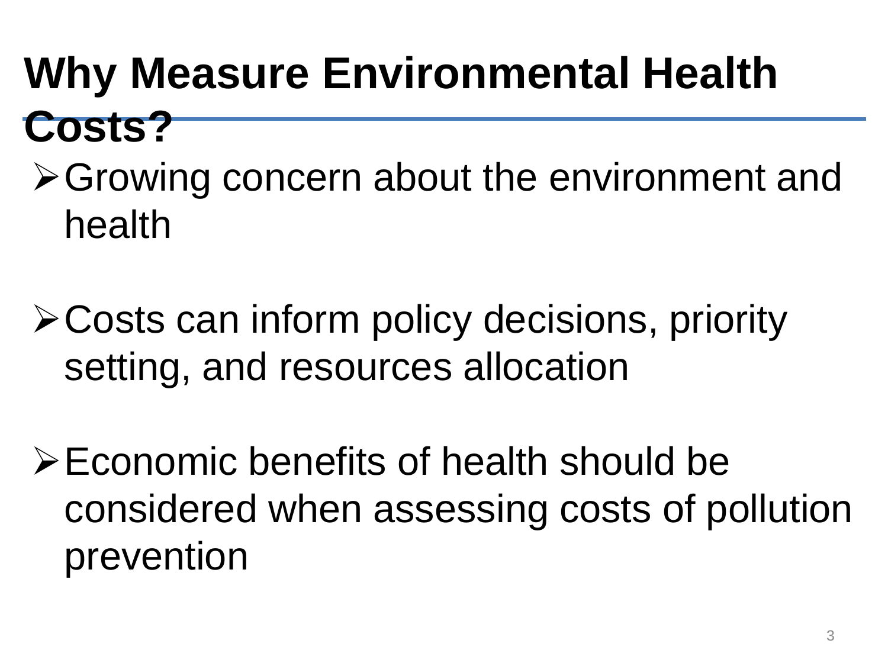# Why Measure Environmental Health Costs?

- Growing concern about the environment and health
- Costs can inform policy decisions, priority setting, and resources allocation
- Economic benefits of health should be considered when assessing costs of pollution prevention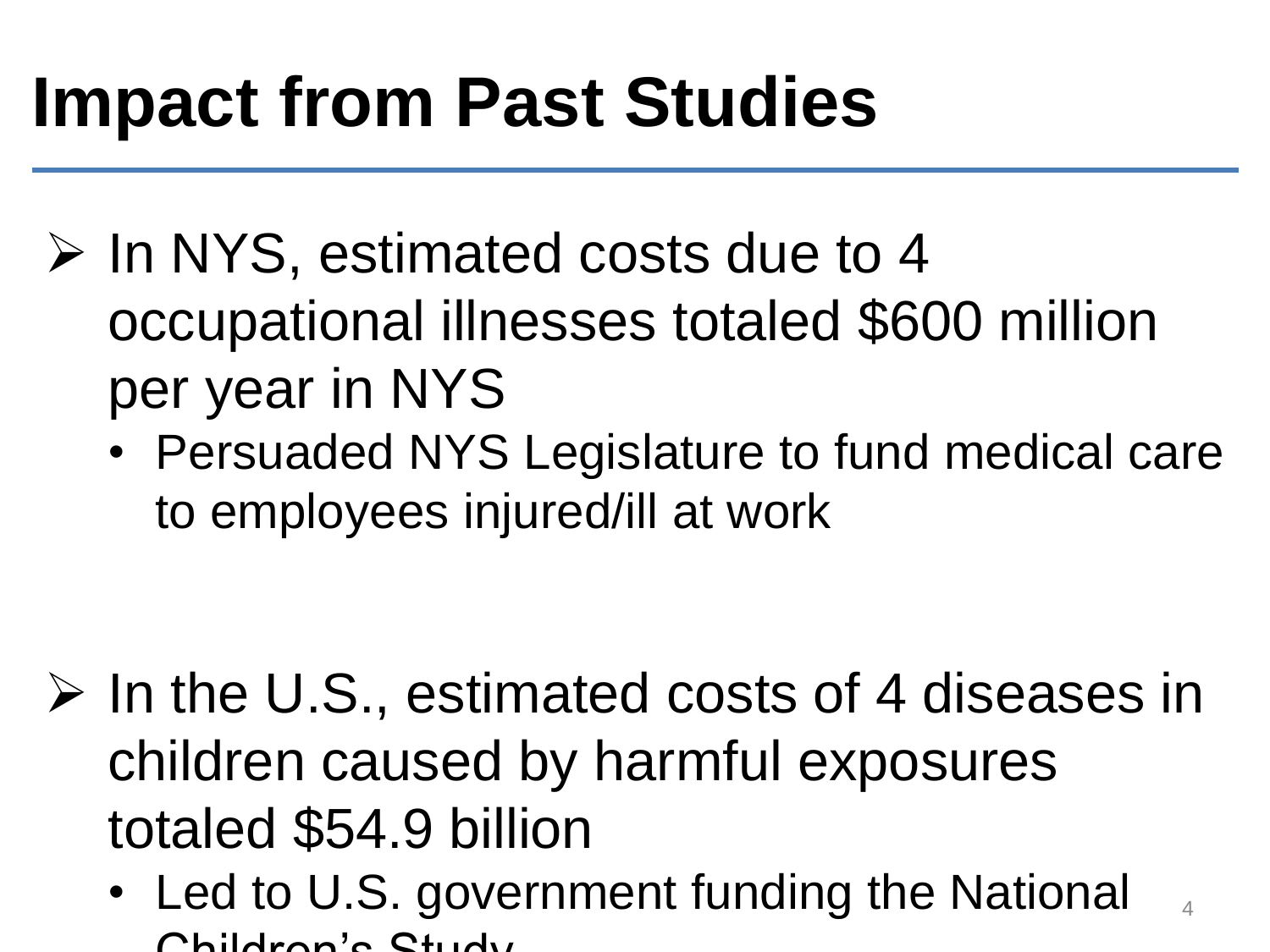# Impact from Past Studies

- In NYS, estimated costs due to 4 occupational illnesses totaled $600 million per year in NYS
  - Persuaded NYS Legislature to fund medical care to employees injured/ill at work

- In the U.S., estimated costs of 4 diseases in children caused by harmful exposures totaled $54.9 billion
  - Led to U.S. government funding the National Children's Study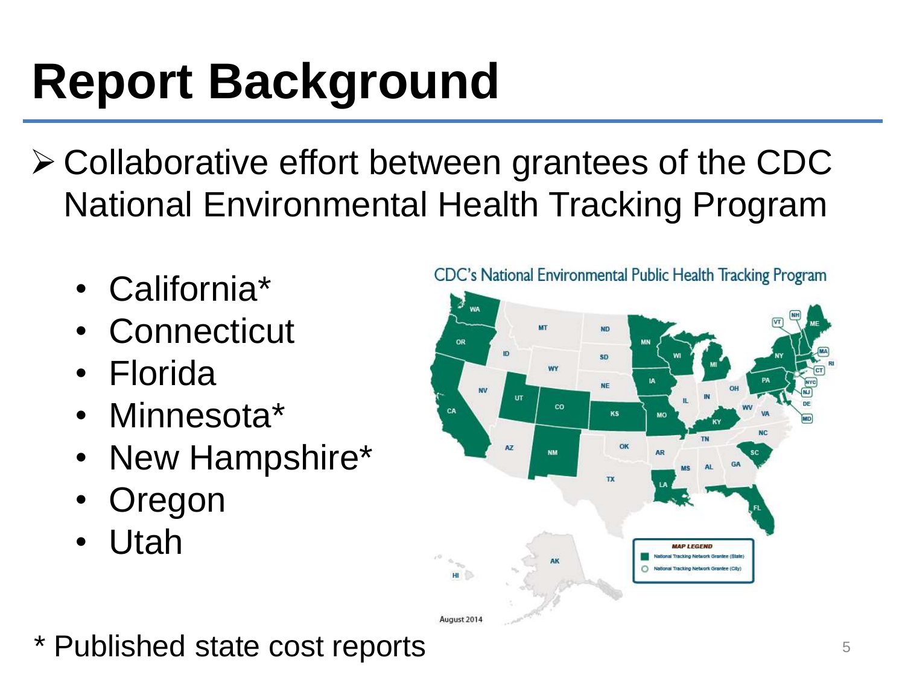# Report Background

- Collaborative effort between grantees of the CDC National Environmental Health Tracking Program

  - California*
  - Connecticut
  - Florida
  - Minnesota*
  - New Hampshire*
  - Oregon
  - Utah

CDC's National Environmental Public Health Tracking Program

* Published state cost reports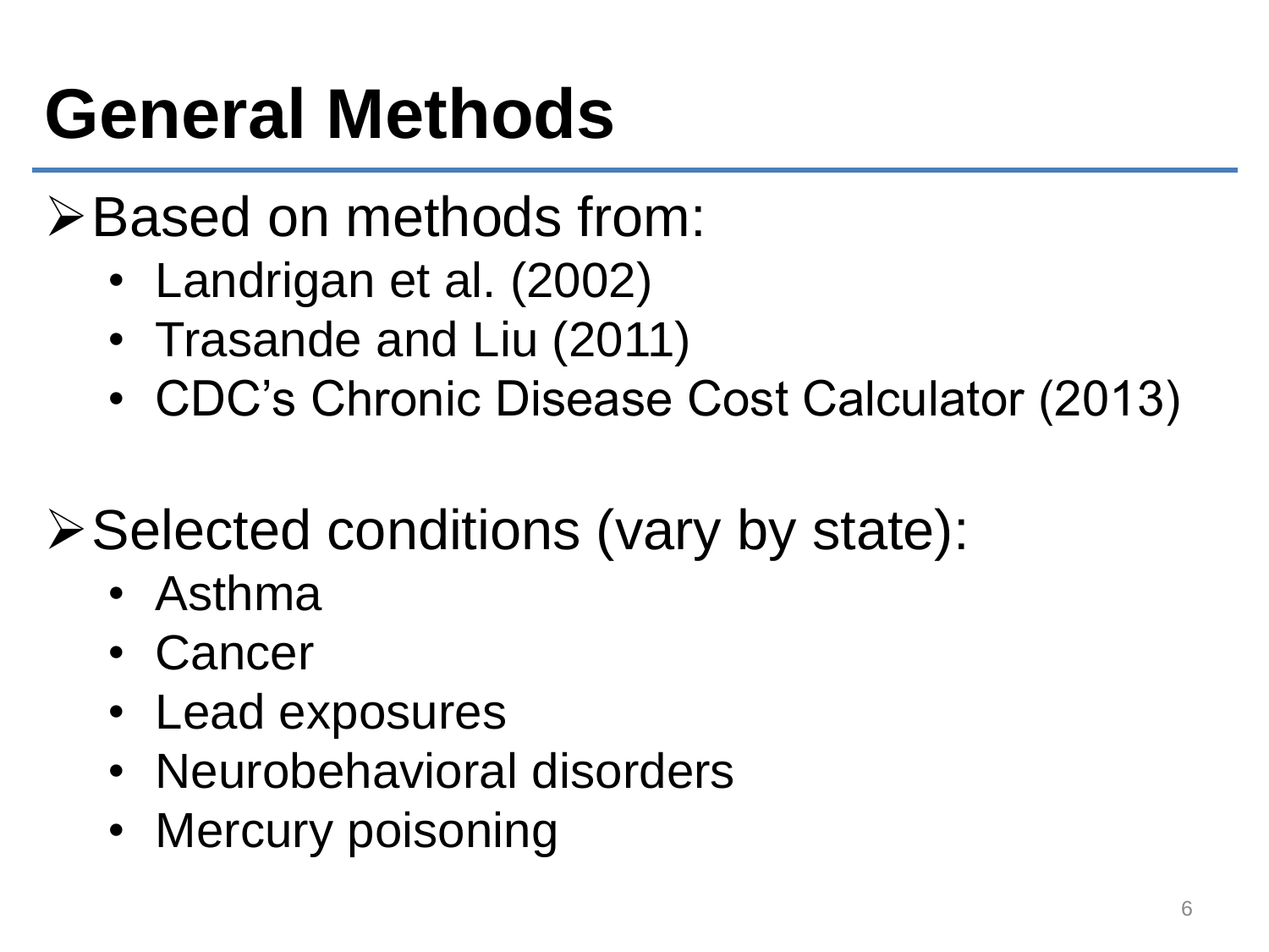# General Methods

- Based on methods from:
  - Landrigan et al. (2002)
  - Trasande and Liu (2011)
  - CDC's Chronic Disease Cost Calculator (2013)

- Selected conditions (vary by state):
  - Asthma
  - Cancer
  - Lead exposures
  - Neurobehavioral disorders
  - Mercury poisoning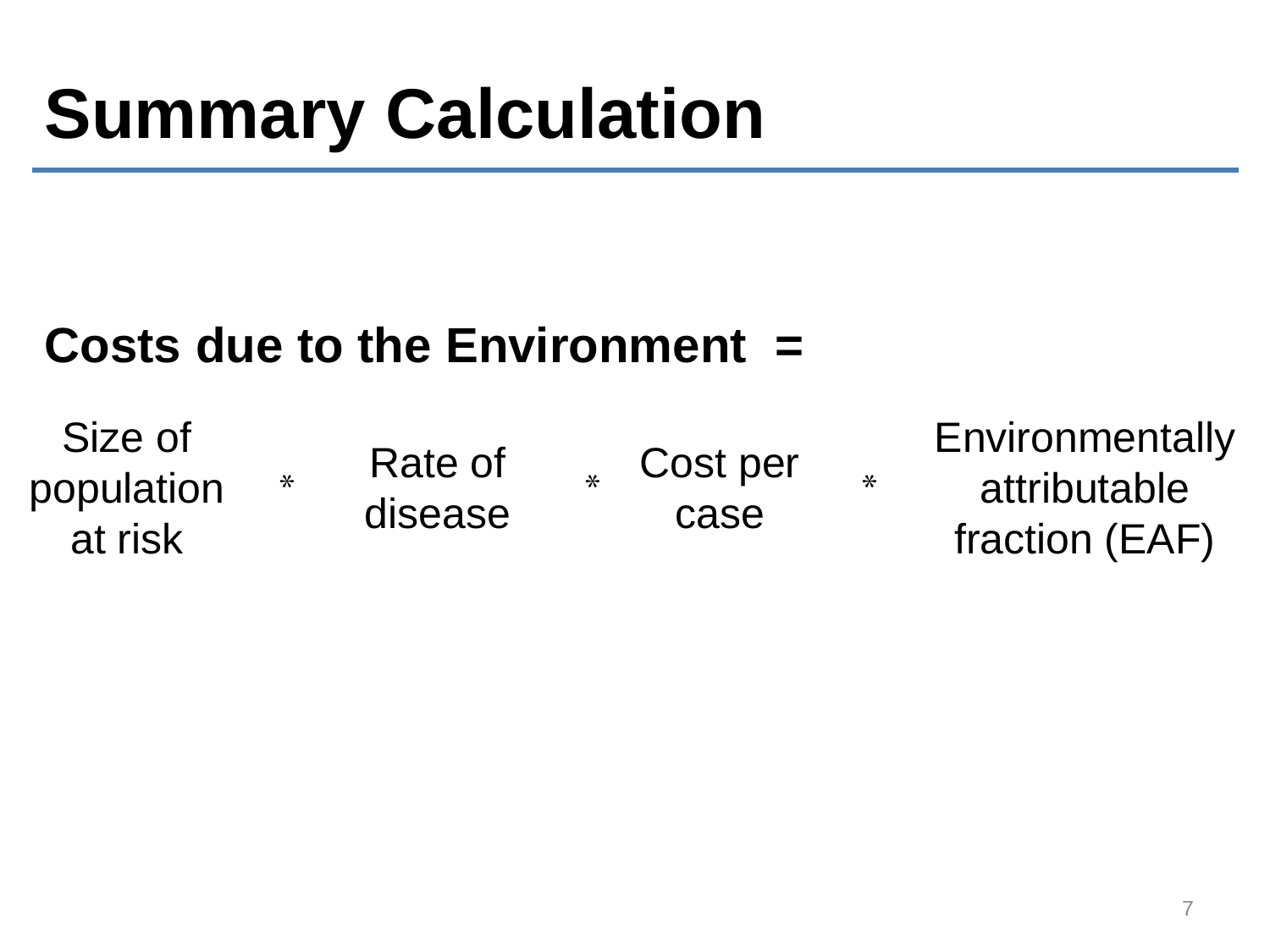# Summary Calculation

**Costs due to the Environment =**

Size of population at risk * Rate of disease * Cost per case * Environmentally attributable fraction (EAF)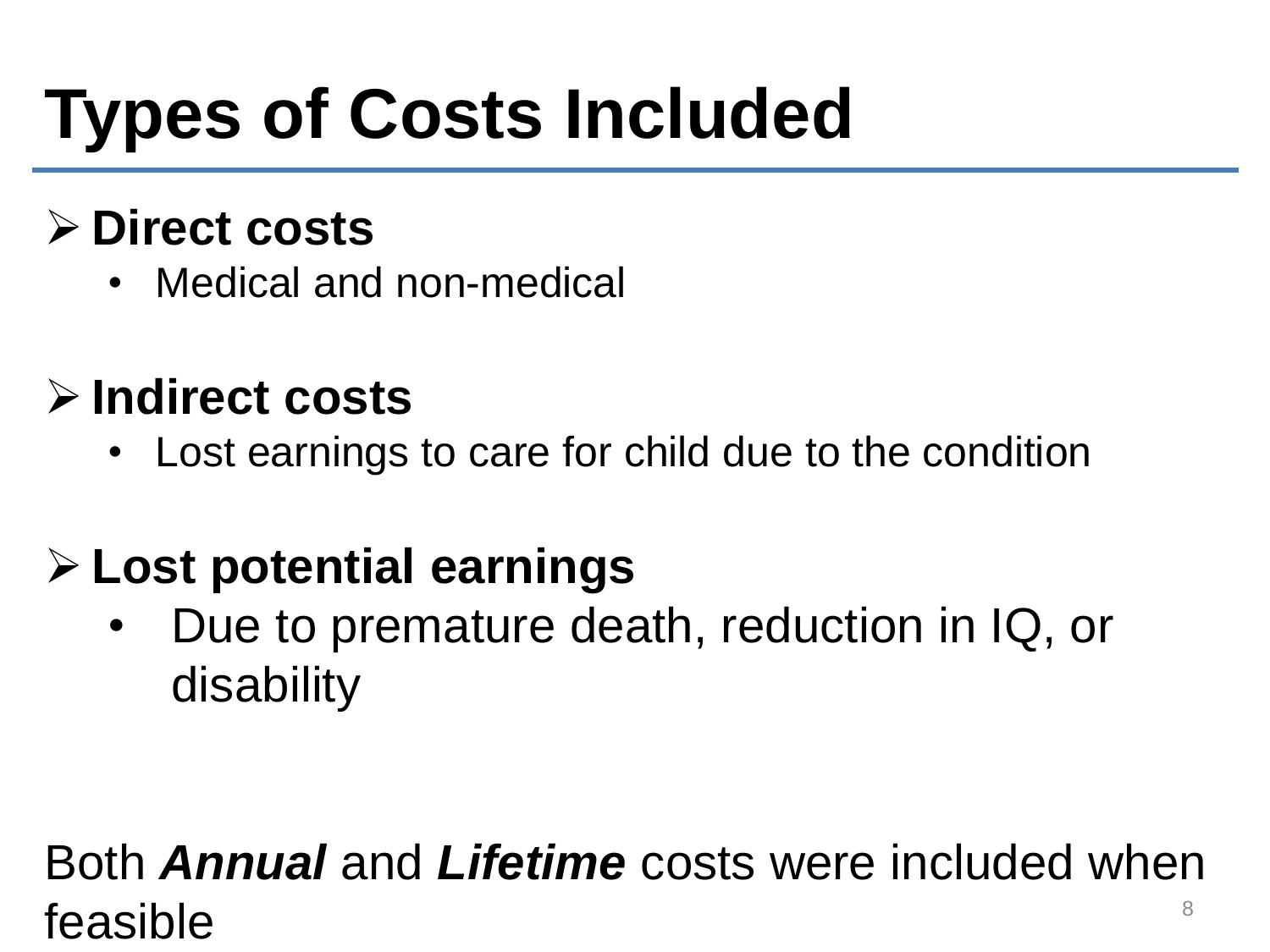# Types of Costs Included

- **Direct costs**
  - Medical and non-medical
- **Indirect costs**
  - Lost earnings to care for child due to the condition
- **Lost potential earnings**
  - Due to premature death, reduction in IQ, or disability

Both ***Annual*** and ***Lifetime*** costs were included when feasible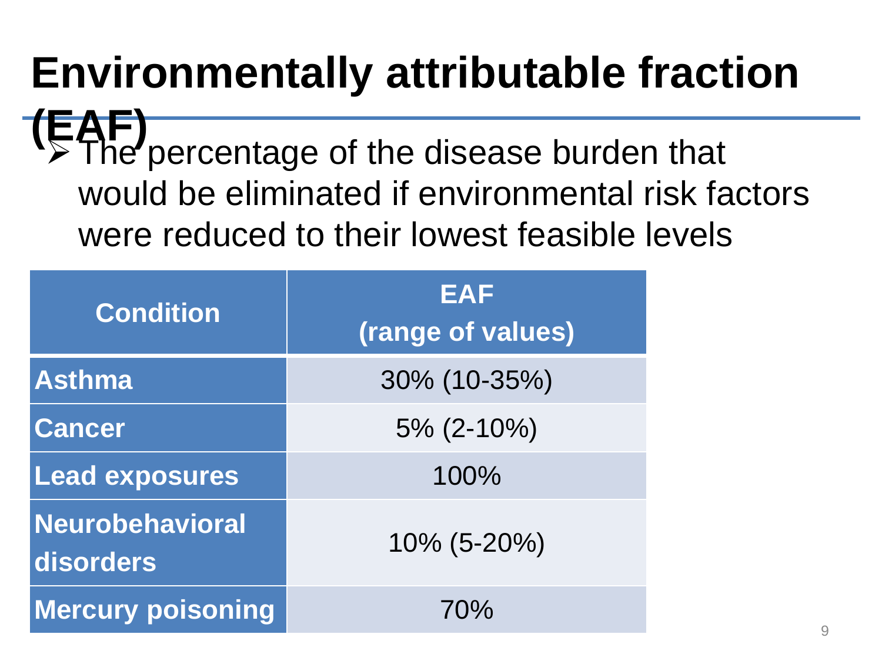# Environmentally attributable fraction (EAF)

- The percentage of the disease burden that would be eliminated if environmental risk factors were reduced to their lowest feasible levels

| Condition | EAF (range of values) |
| --- | --- |
| **Asthma** | 30% (10-35%) |
| **Cancer** | 5% (2-10%) |
| **Lead exposures** | 100% |
| **Neurobehavioral disorders** | 10% (5-20%) |
| **Mercury poisoning** | 70% |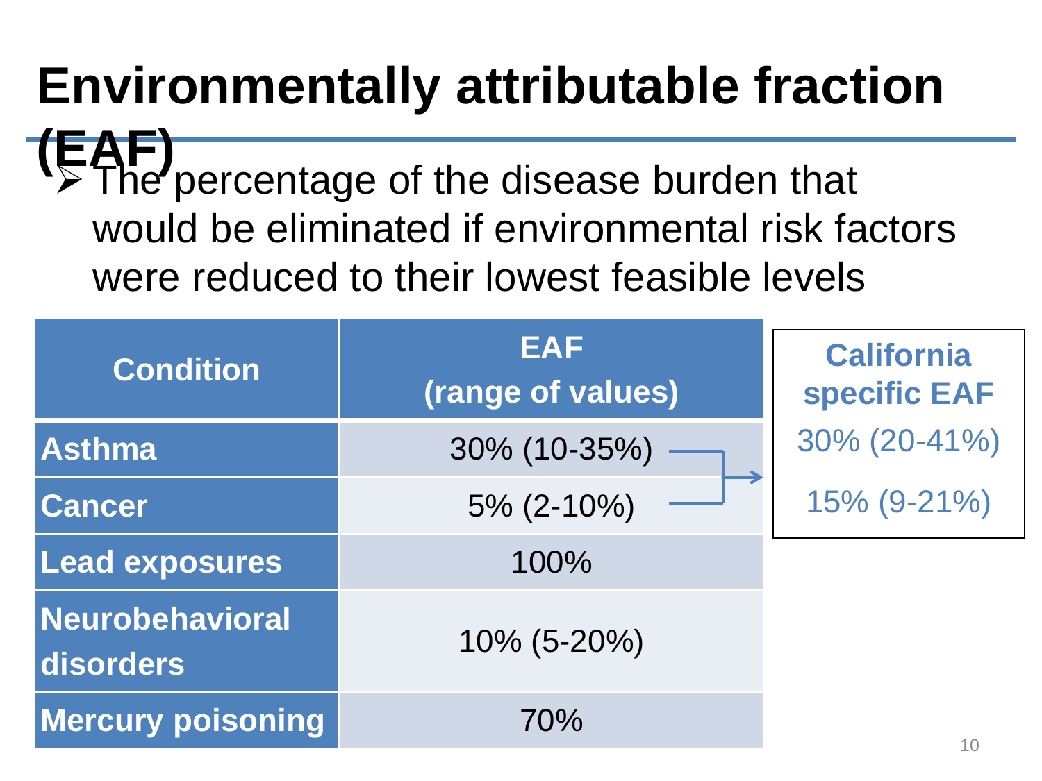# Environmentally attributable fraction (EAF)

- The percentage of the disease burden that would be eliminated if environmental risk factors were reduced to their lowest feasible levels

| Condition | EAF (range of values) | California specific EAF |
|---|---|---|
| Asthma | 30% (10-35%) | 30% (20-41%) |
| Cancer | 5% (2-10%) | 15% (9-21%) |
| Lead exposures | 100% | |
| Neurobehavioral disorders | 10% (5-20%) | |
| Mercury poisoning | 70% | |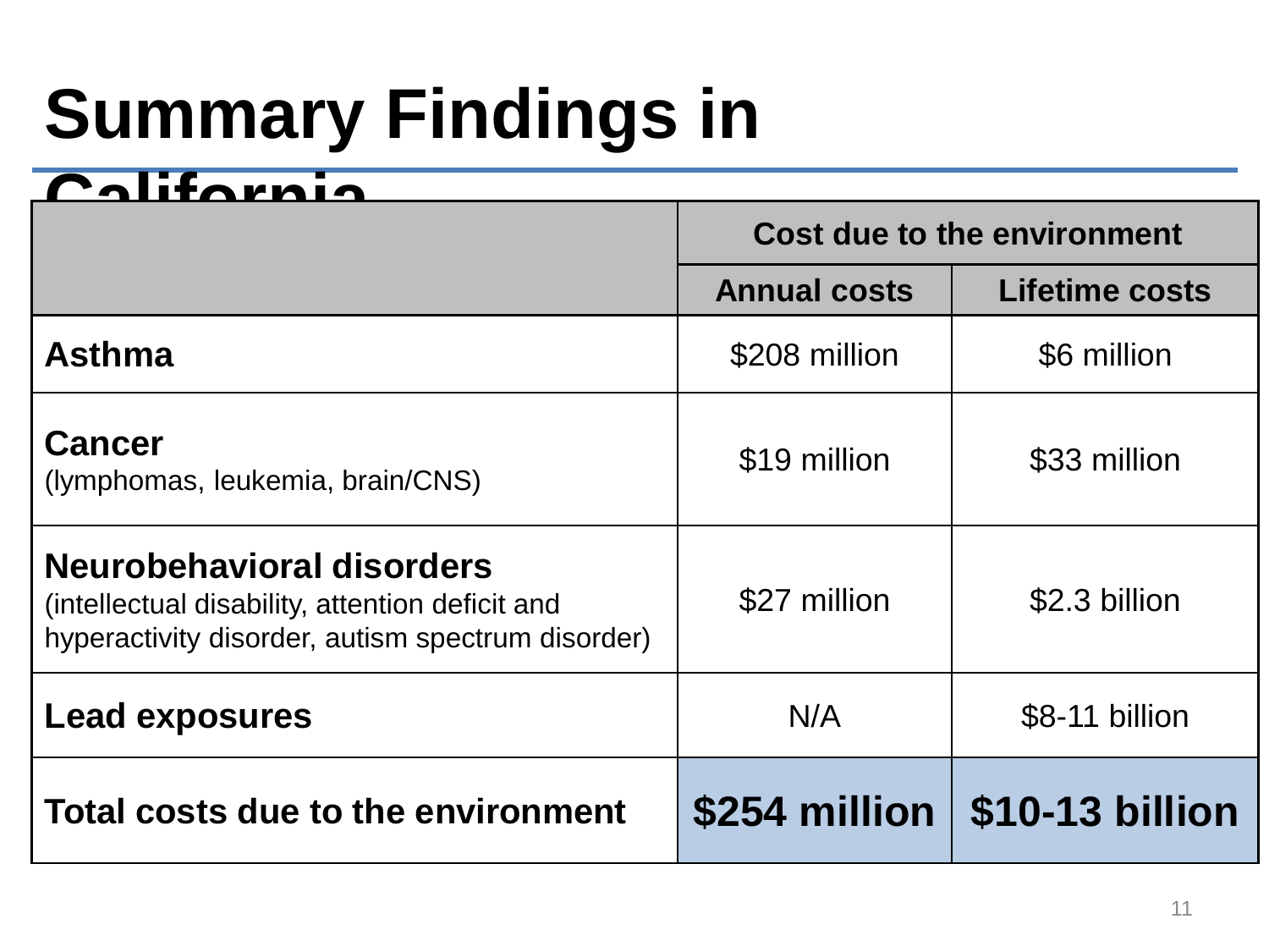# Summary Findings in California

| | Cost due to the environment | |
|---|---|---|
| | Annual costs | Lifetime costs |
| **Asthma** | $208 million | $6 million |
| **Cancer** (lymphomas, leukemia, brain/CNS) | $19 million | $33 million |
| **Neurobehavioral disorders** (intellectual disability, attention deficit and hyperactivity disorder, autism spectrum disorder) | $27 million | $2.3 billion |
| **Lead exposures** | N/A | $8-11 billion |
| **Total costs due to the environment** | **$254 million** | **$10-13 billion** |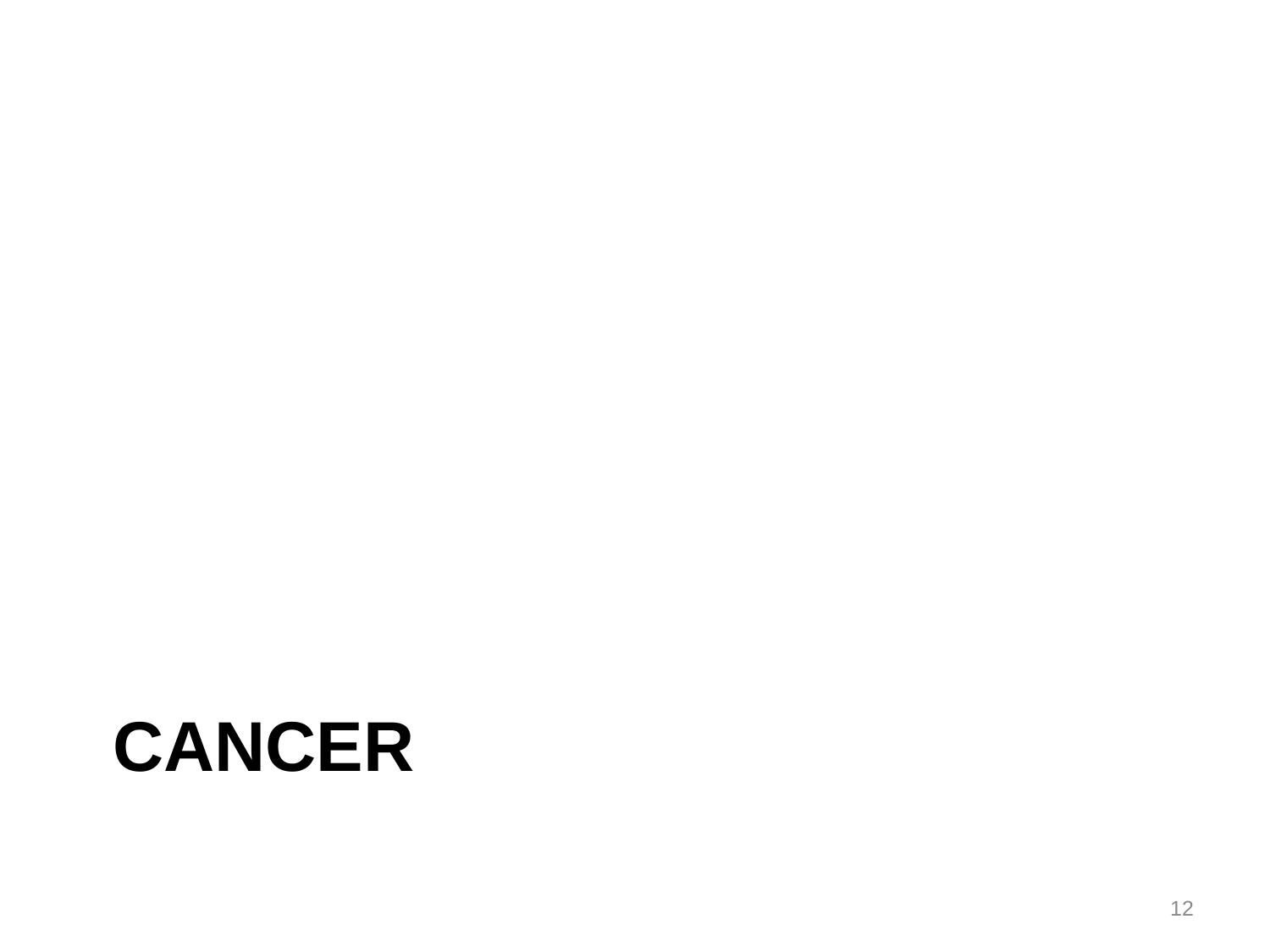# CANCER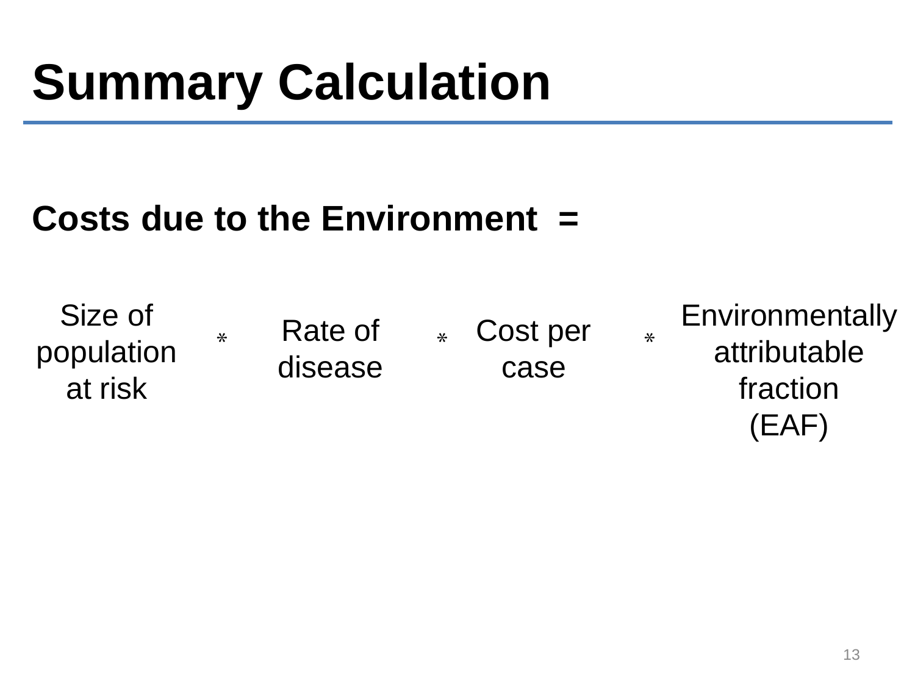# Summary Calculation

**Costs due to the Environment =**

Size of population at risk * Rate of disease * Cost per case * Environmentally attributable fraction (EAF)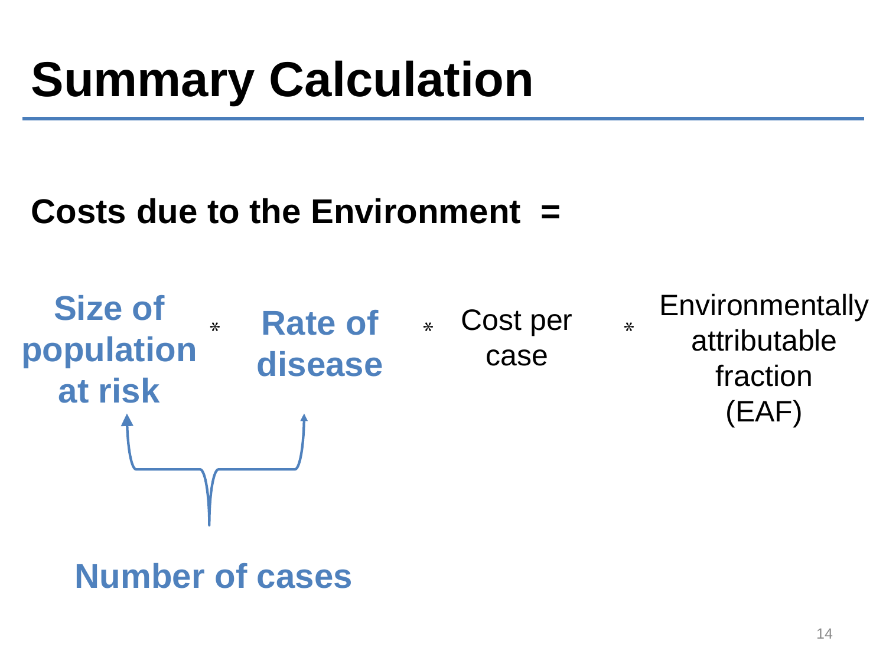# Summary Calculation

**Costs due to the Environment =**

**Size of population at risk** * **Rate of disease** * Cost per case * Environmentally attributable fraction (EAF)

**Number of cases** (Size of population at risk * Rate of disease)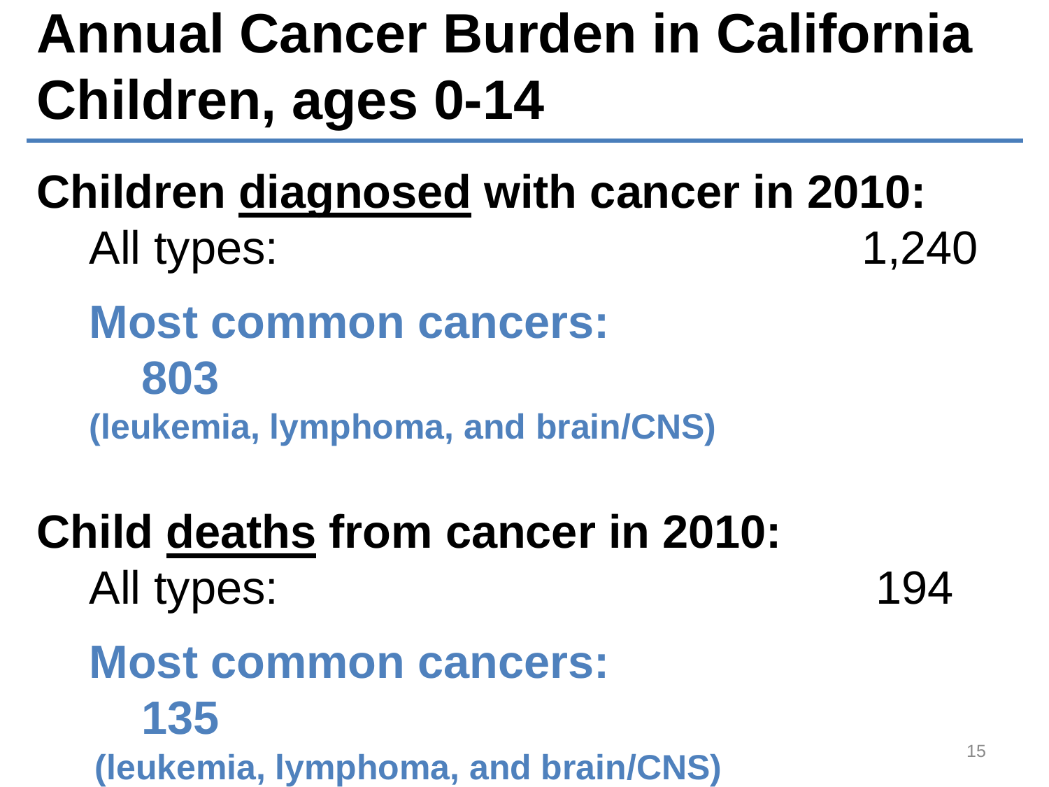# Annual Cancer Burden in California Children, ages 0-14

**Children diagnosed with cancer in 2010:**

All types: 1,240

**Most common cancers:**

**803**

**(leukemia, lymphoma, and brain/CNS)**

**Child deaths from cancer in 2010:**

All types: 194

**Most common cancers:**

**135**

**(leukemia, lymphoma, and brain/CNS)**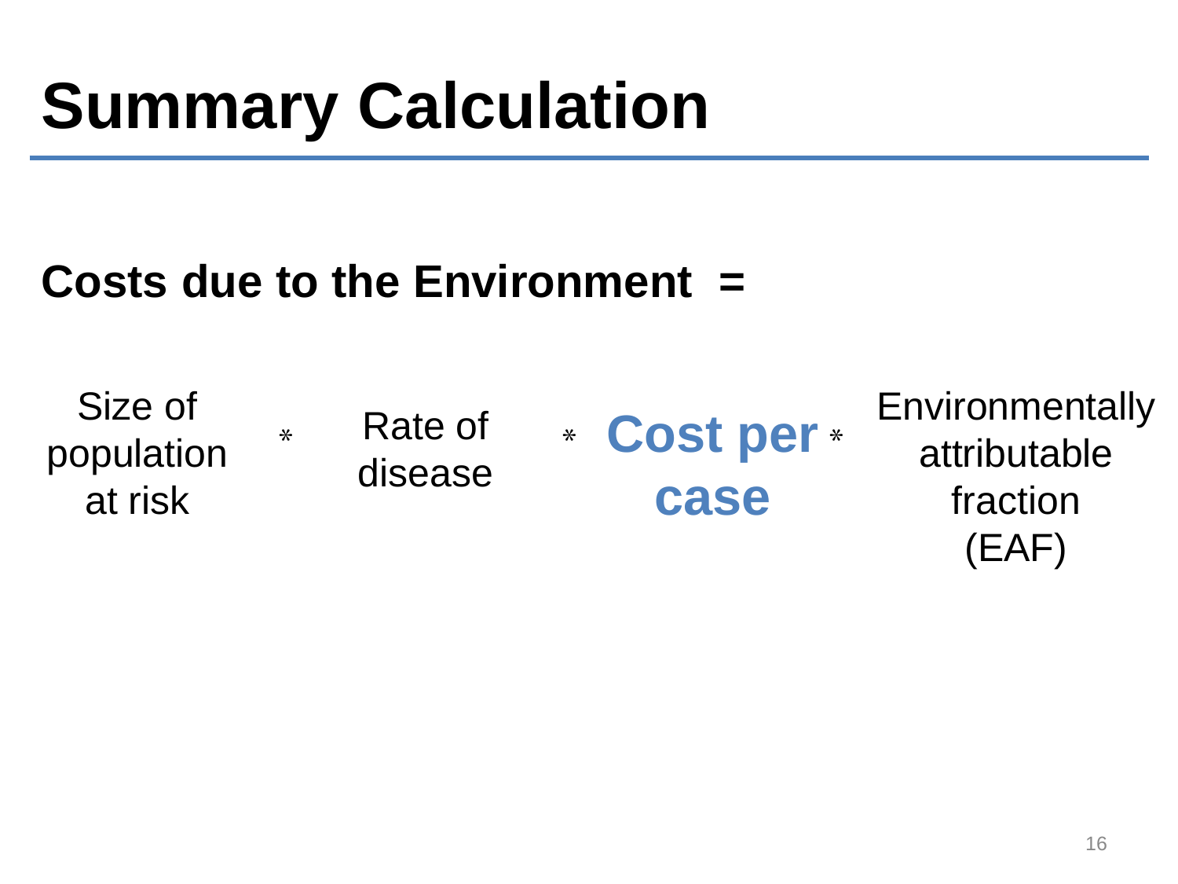# Summary Calculation

**Costs due to the Environment =**

Size of population at risk * Rate of disease * **Cost per case** * Environmentally attributable fraction (EAF)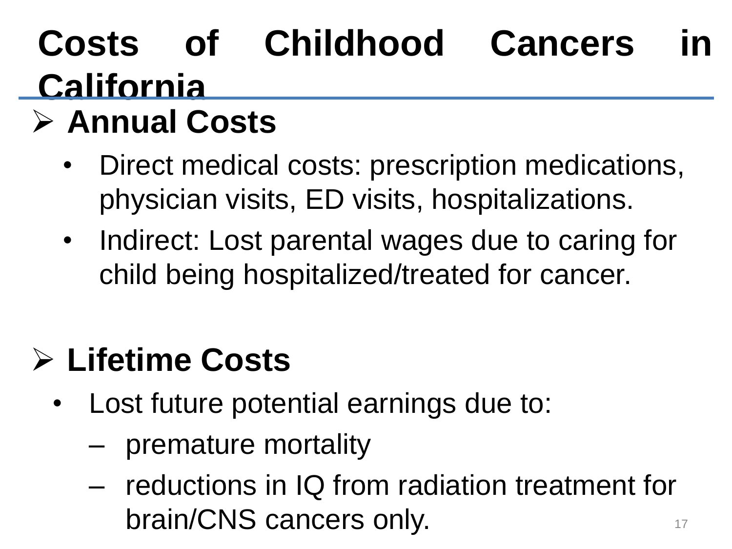# Costs of Childhood Cancers in California

- **Annual Costs**
  - Direct medical costs: prescription medications, physician visits, ED visits, hospitalizations.
  - Indirect: Lost parental wages due to caring for child being hospitalized/treated for cancer.

- **Lifetime Costs**
  - Lost future potential earnings due to:
    - premature mortality
    - reductions in IQ from radiation treatment for brain/CNS cancers only.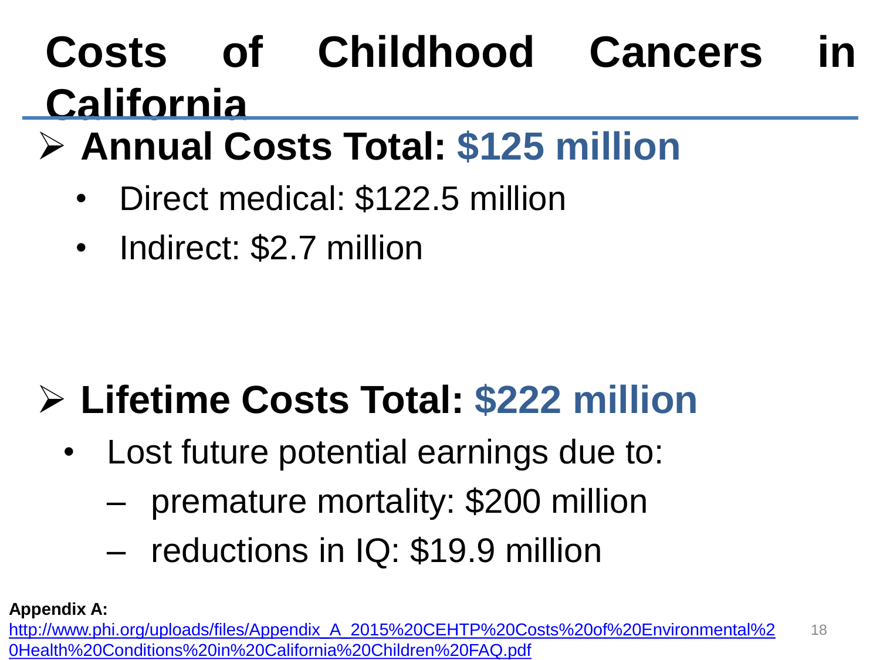# Costs of Childhood Cancers in California

- **Annual Costs Total: $125 million**
  - Direct medical: $122.5 million
  - Indirect: $2.7 million

- **Lifetime Costs Total: $222 million**
  - Lost future potential earnings due to:
    - premature mortality: $200 million
    - reductions in IQ: $19.9 million

**Appendix A:** [http://www.phi.org/uploads/files/Appendix_A_2015%20CEHTP%20Costs%20of%20Environmental%20Health%20Conditions%20in%20California%20Children%20FAQ.pdf](http://www.phi.org/uploads/files/Appendix_A_2015%20CEHTP%20Costs%20of%20Environmental%20Health%20Conditions%20in%20California%20Children%20FAQ.pdf)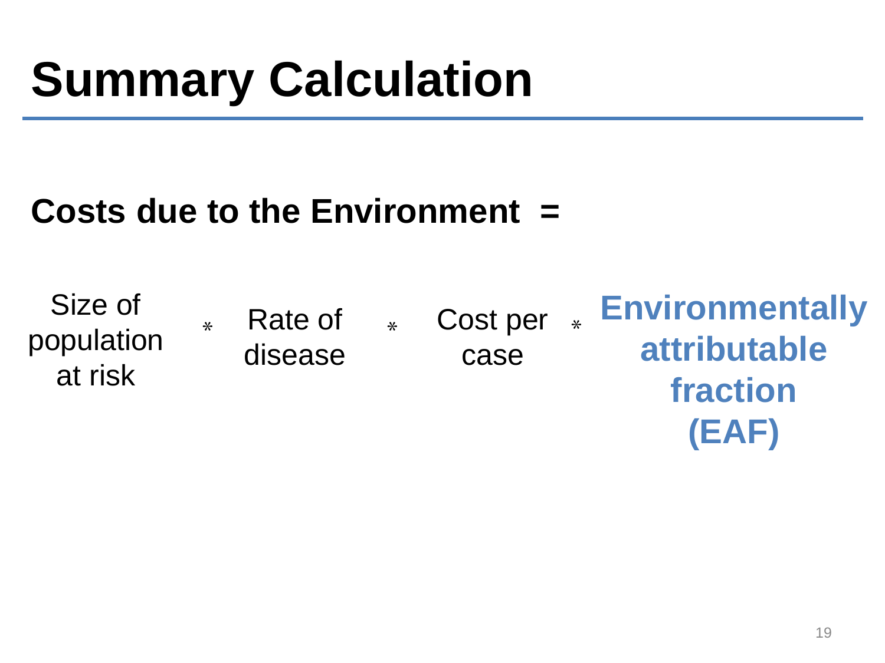# Summary Calculation

**Costs due to the Environment =**

Size of population at risk * Rate of disease * Cost per case * **Environmentally attributable fraction (EAF)**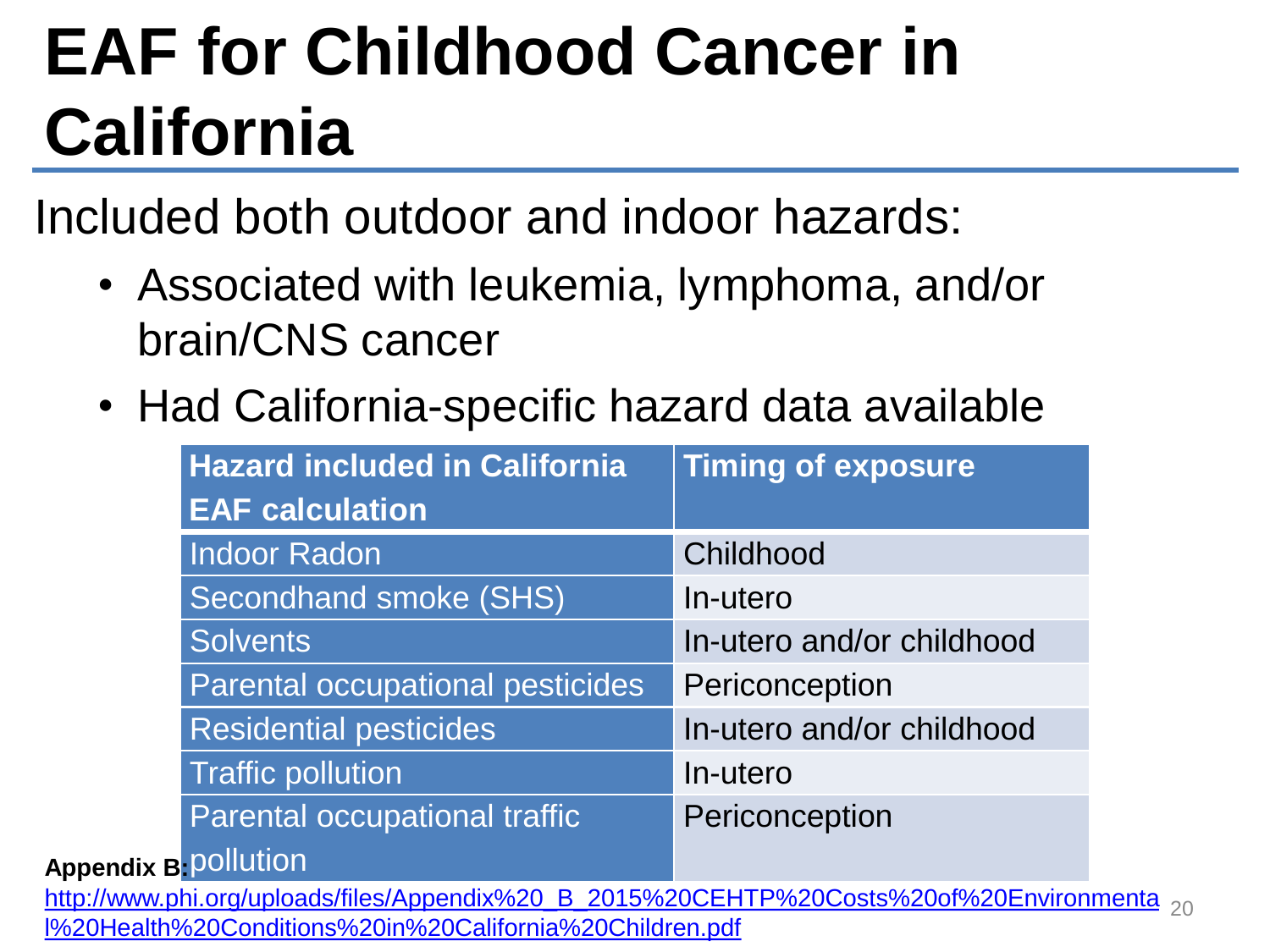# EAF for Childhood Cancer in California

Included both outdoor and indoor hazards:

- Associated with leukemia, lymphoma, and/or brain/CNS cancer
- Had California-specific hazard data available

| Hazard included in California EAF calculation | Timing of exposure |
|---|---|
| Indoor Radon | Childhood |
| Secondhand smoke (SHS) | In-utero |
| Solvents | In-utero and/or childhood |
| Parental occupational pesticides | Periconception |
| Residential pesticides | In-utero and/or childhood |
| Traffic pollution | In-utero |
| Parental occupational traffic pollution | Periconception |

**Appendix B:** [http://www.phi.org/uploads/files/Appendix%20_B_2015%20CEHTP%20Costs%20of%20Environmental%20Health%20Conditions%20in%20California%20Children.pdf](http://www.phi.org/uploads/files/Appendix%20_B_2015%20CEHTP%20Costs%20of%20Environmental%20Health%20Conditions%20in%20California%20Children.pdf)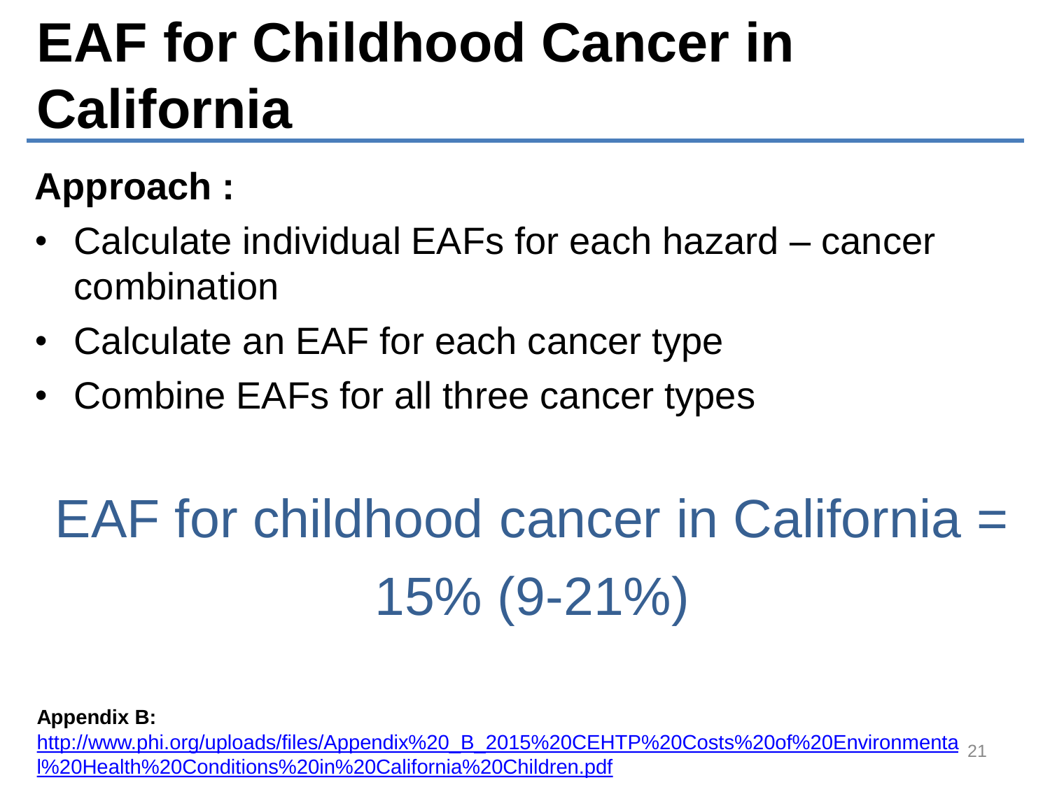# EAF for Childhood Cancer in California

**Approach :**

- Calculate individual EAFs for each hazard – cancer combination
- Calculate an EAF for each cancer type
- Combine EAFs for all three cancer types

EAF for childhood cancer in California = 15% (9-21%)

**Appendix B:**
[http://www.phi.org/uploads/files/Appendix%20_B_2015%20CEHTP%20Costs%20of%20Environmental%20Health%20Conditions%20in%20California%20Children.pdf](http://www.phi.org/uploads/files/Appendix%20_B_2015%20CEHTP%20Costs%20of%20Environmental%20Health%20Conditions%20in%20California%20Children.pdf)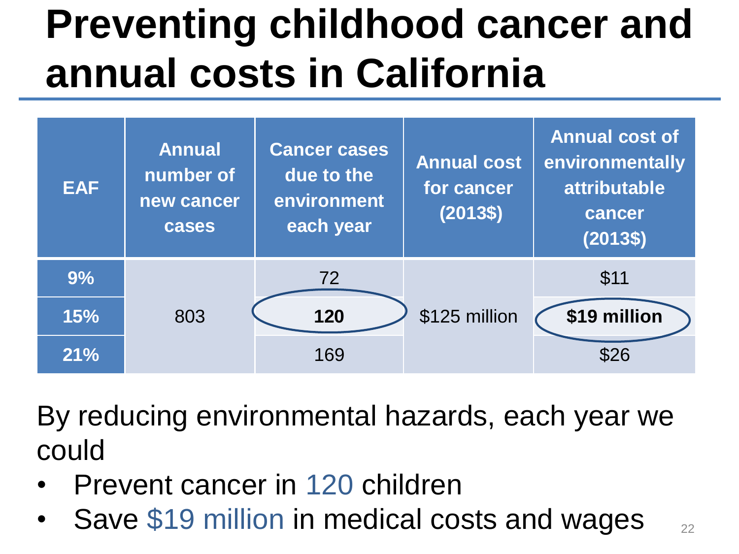# Preventing childhood cancer and annual costs in California

| EAF | Annual number of new cancer cases | Cancer cases due to the environment each year | Annual cost for cancer (2013$) | Annual cost of environmentally attributable cancer (2013$) |
|---|---|---|---|---|
| **9%** | 803 | 72 | $125 million | $11 |
| **15%** | | **120** | | **$19 million** |
| **21%** | | 169 | | $26 |

By reducing environmental hazards, each year we could

- Prevent cancer in 120 children
- Save $19 million in medical costs and wages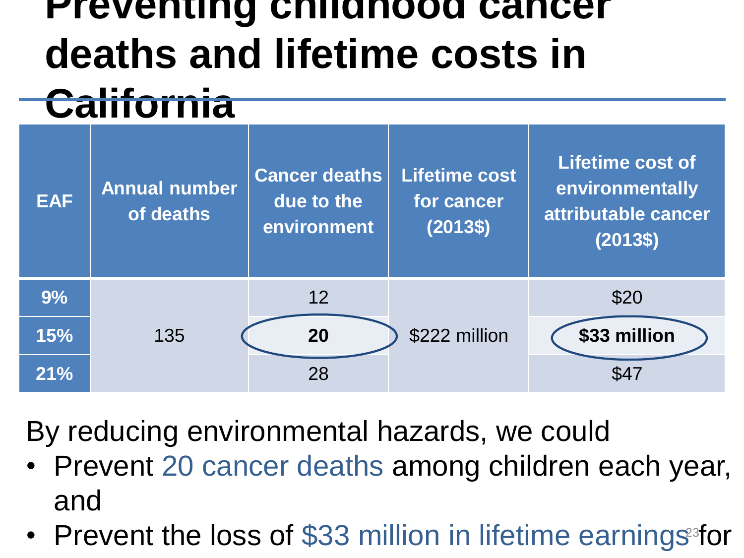# Preventing childhood cancer deaths and lifetime costs in California

| EAF | Annual number of deaths | Cancer deaths due to the environment | Lifetime cost for cancer (2013$) | Lifetime cost of environmentally attributable cancer (2013$) |
|---|---|---|---|---|
| 9% | 135 | 12 | $222 million | $20 |
| 15% | | **20** | | **$33 million** |
| 21% | | 28 | | $47 |

By reducing environmental hazards, we could

- Prevent 20 cancer deaths among children each year, and
- Prevent the loss of $33 million in lifetime earnings for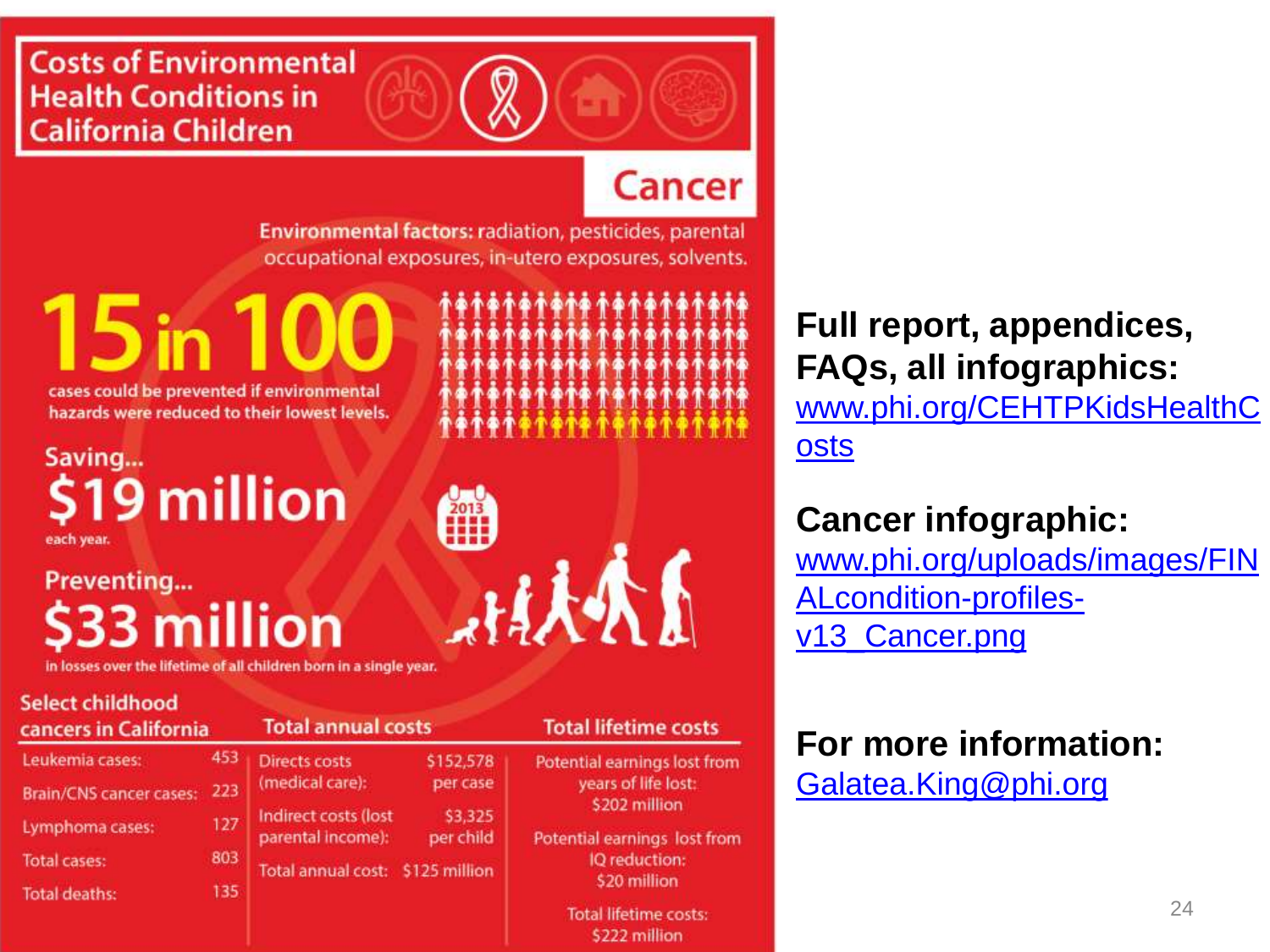# Costs of Environmental Health Conditions in California Children

## Cancer

**Environmental factors:** radiation, pesticides, parental occupational exposures, in-utero exposures, solvents.

**15 in 100** cases could be prevented if environmental hazards were reduced to their lowest levels.

Saving... **$19 million** each year.

Preventing... **$33 million** in losses over the lifetime of all children born in a single year.

| Select childhood cancers in California | | Total annual costs | | Total lifetime costs |
|---|---|---|---|---|
| Leukemia cases: | 453 | Directs costs (medical care): | $152,578 per case | Potential earnings lost from years of life lost: $202 million |
| Brain/CNS cancer cases: | 223 | | | |
| Lymphoma cases: | 127 | Indirect costs (lost parental income): | $3,325 per child | Potential earnings lost from IQ reduction: $20 million |
| Total cases: | 803 | Total annual cost: | $125 million | |
| Total deaths: | 135 | | | Total lifetime costs: $222 million |

**Full report, appendices, FAQs, all infographics:**
www.phi.org/CEHTPKidsHealthCosts

**Cancer infographic:**
www.phi.org/uploads/images/FINALcondition-profiles-v13_Cancer.png

**For more information:**
Galatea.King@phi.org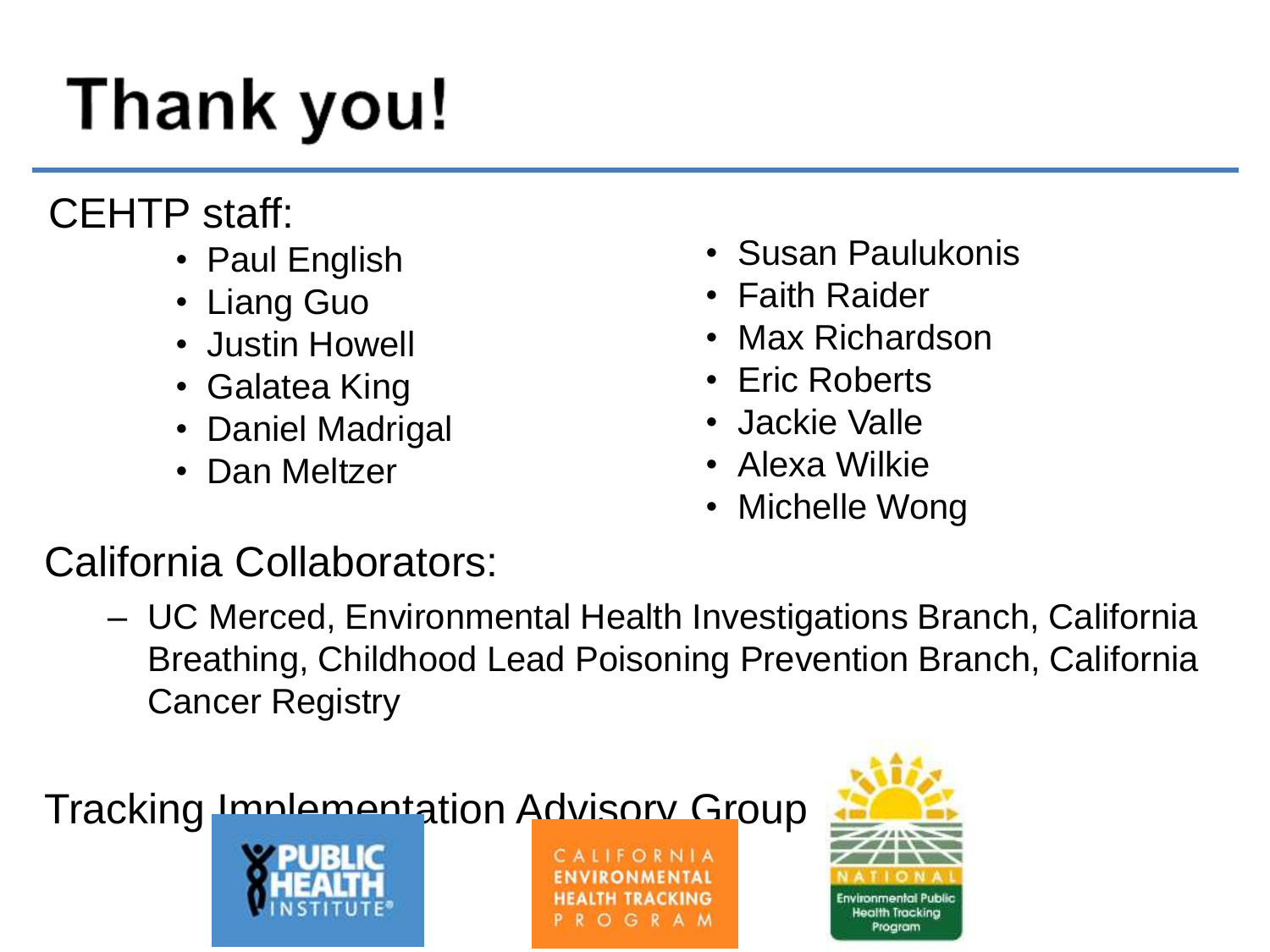# Thank you!

CEHTP staff:

- Paul English
- Liang Guo
- Justin Howell
- Galatea King
- Daniel Madrigal
- Dan Meltzer
- Susan Paulukonis
- Faith Raider
- Max Richardson
- Eric Roberts
- Jackie Valle
- Alexa Wilkie
- Michelle Wong

California Collaborators:

– UC Merced, Environmental Health Investigations Branch, California Breathing, Childhood Lead Poisoning Prevention Branch, California Cancer Registry

Tracking Implementation Advisory Group